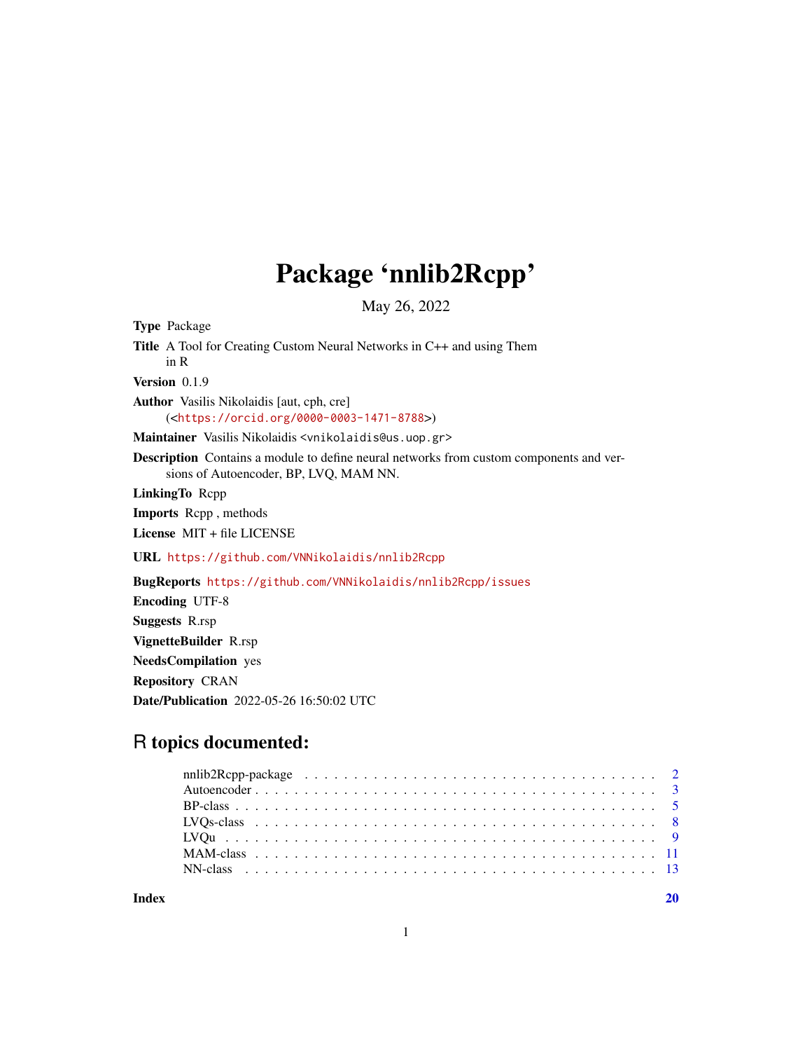# Package 'nnlib2Rcpp'

May 26, 2022

**Type** Package

**Title** A Tool for Creating Custom Neural Networks in C++ and using Them in R

**Version** 0.1.9

**Author** Vasilis Nikolaidis [aut, cph, cre] (<https://orcid.org/0000-0003-1471-8788>)

**Maintainer** Vasilis Nikolaidis <vnikolaidis@us.uop.gr>

**Description** Contains a module to define neural networks from custom components and versions of Autoencoder, BP, LVQ, MAM NN.

**LinkingTo** Rcpp

**Imports** Rcpp , methods

**License** MIT + file LICENSE

**URL** https://github.com/VNNikolaidis/nnlib2Rcpp

**BugReports** https://github.com/VNNikolaidis/nnlib2Rcpp/issues

**Encoding** UTF-8

**Suggests** R.rsp

**VignetteBuilder** R.rsp

**NeedsCompilation** yes

**Repository** CRAN

**Date/Publication** 2022-05-26 16:50:02 UTC

## R topics documented:

| | |
|---|---|
| nnlib2Rcpp-package | 2 |
| Autoencoder | 3 |
| BP-class | 5 |
| LVQs-class | 8 |
| LVQu | 9 |
| MAM-class | 11 |
| NN-class | 13 |
| **Index** | **20** |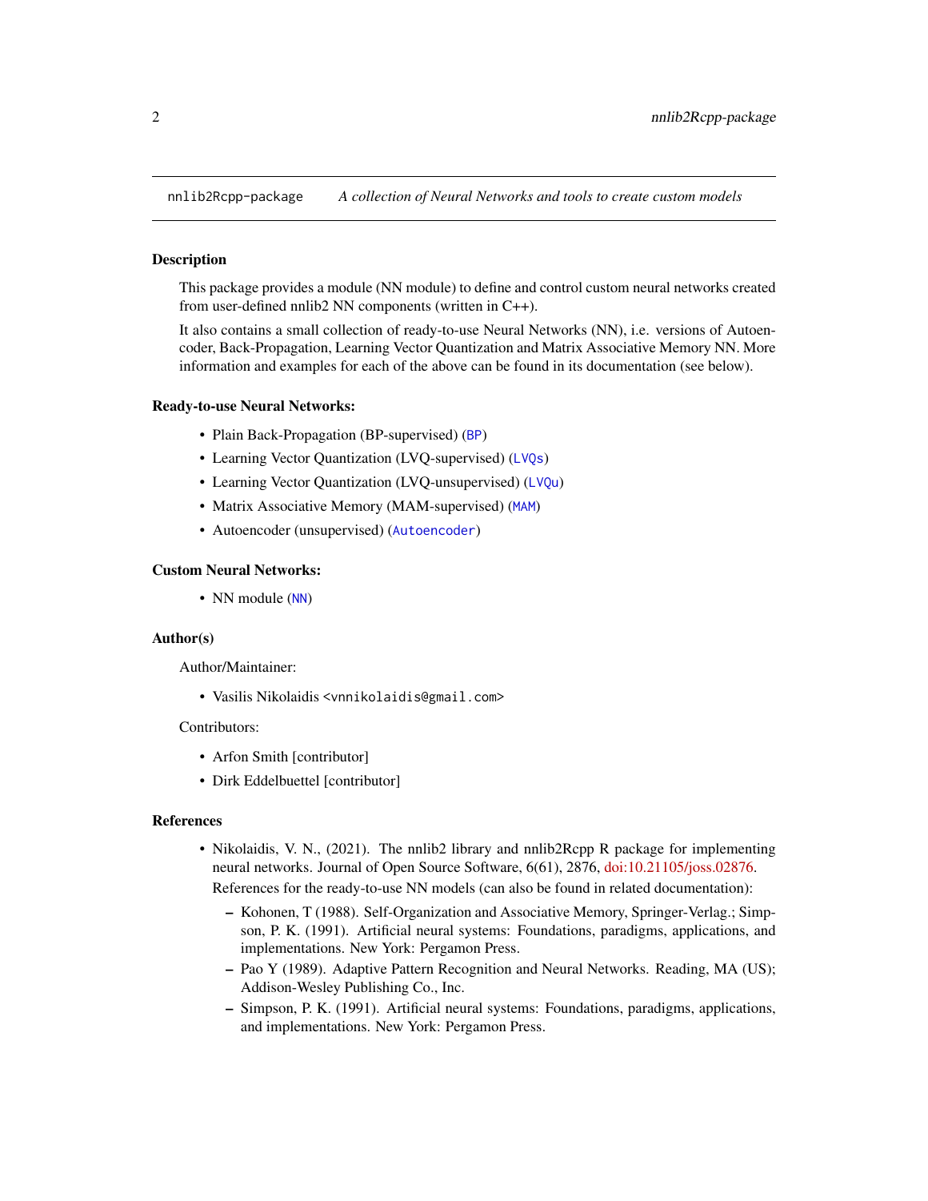nnlib2Rcpp-package *A collection of Neural Networks and tools to create custom models*

---

### Description

This package provides a module (NN module) to define and control custom neural networks created from user-defined nnlib2 NN components (written in C++).

It also contains a small collection of ready-to-use Neural Networks (NN), i.e. versions of Autoencoder, Back-Propagation, Learning Vector Quantization and Matrix Associative Memory NN. More information and examples for each of the above can be found in its documentation (see below).

### Ready-to-use Neural Networks:

- Plain Back-Propagation (BP-supervised) (`BP`)
- Learning Vector Quantization (LVQ-supervised) (`LVQs`)
- Learning Vector Quantization (LVQ-unsupervised) (`LVQu`)
- Matrix Associative Memory (MAM-supervised) (`MAM`)
- Autoencoder (unsupervised) (`Autoencoder`)

### Custom Neural Networks:

- NN module (`NN`)

### Author(s)

Author/Maintainer:

- Vasilis Nikolaidis <vnnikolaidis@gmail.com>

Contributors:

- Arfon Smith [contributor]
- Dirk Eddelbuettel [contributor]

### References

- Nikolaidis, V. N., (2021). The nnlib2 library and nnlib2Rcpp R package for implementing neural networks. Journal of Open Source Software, 6(61), 2876, doi:10.21105/joss.02876.

  References for the ready-to-use NN models (can also be found in related documentation):

  - Kohonen, T (1988). Self-Organization and Associative Memory, Springer-Verlag.; Simpson, P. K. (1991). Artificial neural systems: Foundations, paradigms, applications, and implementations. New York: Pergamon Press.
  - Pao Y (1989). Adaptive Pattern Recognition and Neural Networks. Reading, MA (US); Addison-Wesley Publishing Co., Inc.
  - Simpson, P. K. (1991). Artificial neural systems: Foundations, paradigms, applications, and implementations. New York: Pergamon Press.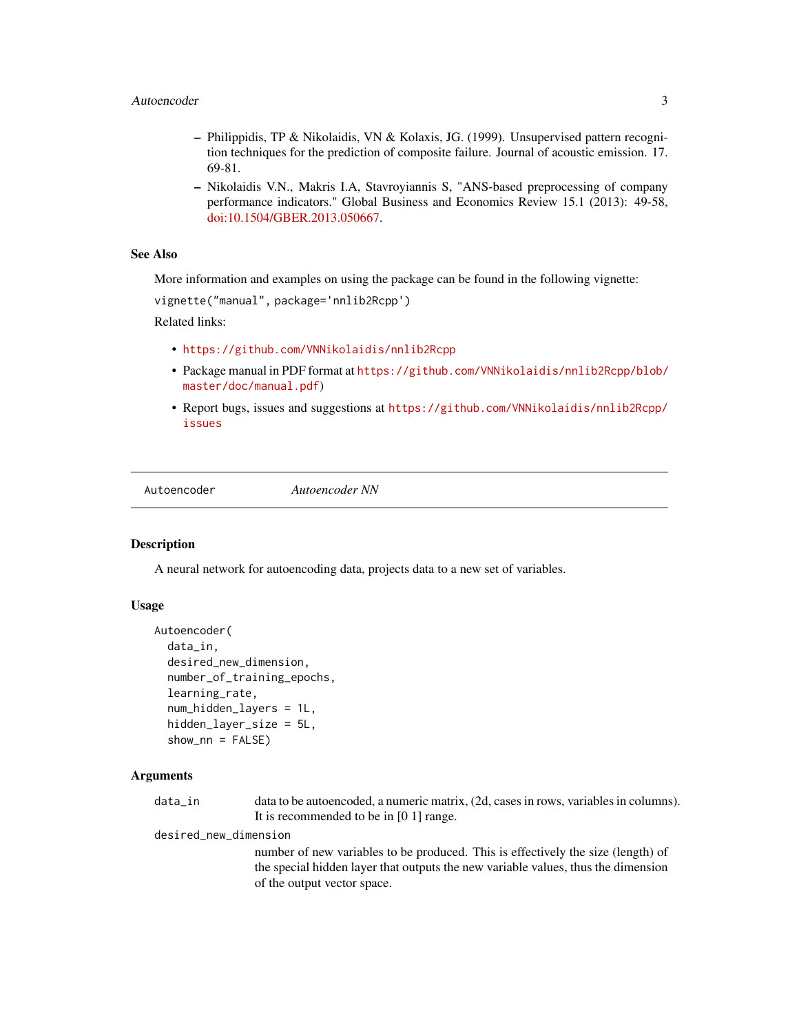- Philippidis, TP & Nikolaidis, VN & Kolaxis, JG. (1999). Unsupervised pattern recognition techniques for the prediction of composite failure. Journal of acoustic emission. 17. 69-81.
  - Nikolaidis V.N., Makris I.A, Stavroyiannis S, "ANS-based preprocessing of company performance indicators." Global Business and Economics Review 15.1 (2013): 49-58, doi:10.1504/GBER.2013.050667.

### See Also

More information and examples on using the package can be found in the following vignette:

`vignette("manual", package='nnlib2Rcpp')`

Related links:

- `https://github.com/VNNikolaidis/nnlib2Rcpp`
- Package manual in PDF format at `https://github.com/VNNikolaidis/nnlib2Rcpp/blob/master/doc/manual.pdf`)
- Report bugs, issues and suggestions at `https://github.com/VNNikolaidis/nnlib2Rcpp/issues`

---

## Autoencoder &nbsp;&nbsp;&nbsp; *Autoencoder NN*

### Description

A neural network for autoencoding data, projects data to a new set of variables.

### Usage

```
Autoencoder(
  data_in,
  desired_new_dimension,
  number_of_training_epochs,
  learning_rate,
  num_hidden_layers = 1L,
  hidden_layer_size = 5L,
  show_nn = FALSE)
```

### Arguments

`data_in` &nbsp;&nbsp; data to be autoencoded, a numeric matrix, (2d, cases in rows, variables in columns). It is recommended to be in [0 1] range.

`desired_new_dimension`
&nbsp;&nbsp; number of new variables to be produced. This is effectively the size (length) of the special hidden layer that outputs the new variable values, thus the dimension of the output vector space.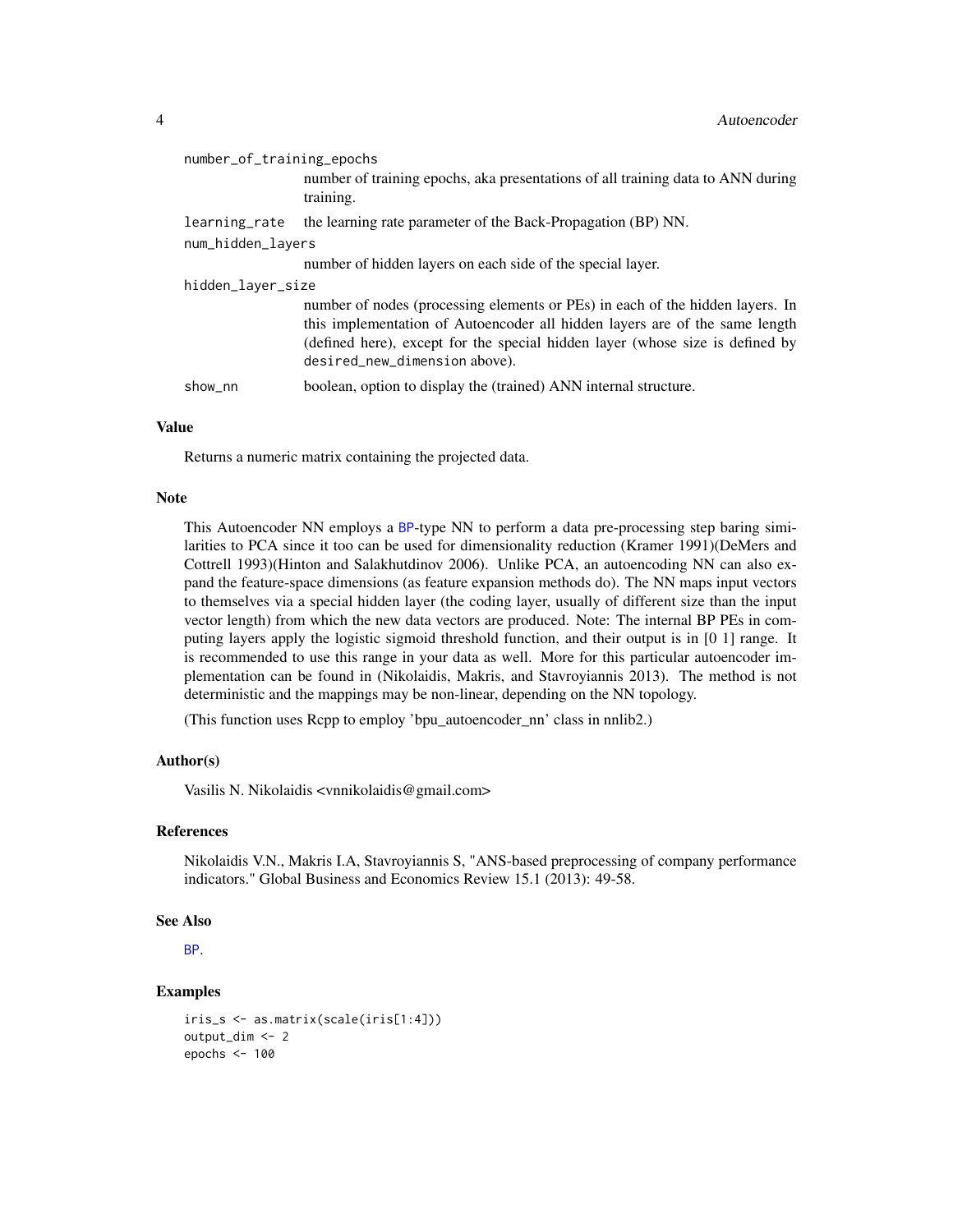number_of_training_epochs
: number of training epochs, aka presentations of all training data to ANN during training.

learning_rate
: the learning rate parameter of the Back-Propagation (BP) NN.

num_hidden_layers
: number of hidden layers on each side of the special layer.

hidden_layer_size
: number of nodes (processing elements or PEs) in each of the hidden layers. In this implementation of Autoencoder all hidden layers are of the same length (defined here), except for the special hidden layer (whose size is defined by `desired_new_dimension` above).

show_nn
: boolean, option to display the (trained) ANN internal structure.

### Value

Returns a numeric matrix containing the projected data.

### Note

This Autoencoder NN employs a BP-type NN to perform a data pre-processing step baring similarities to PCA since it too can be used for dimensionality reduction (Kramer 1991)(DeMers and Cottrell 1993)(Hinton and Salakhutdinov 2006). Unlike PCA, an autoencoding NN can also expand the feature-space dimensions (as feature expansion methods do). The NN maps input vectors to themselves via a special hidden layer (the coding layer, usually of different size than the input vector length) from which the new data vectors are produced. Note: The internal BP PEs in computing layers apply the logistic sigmoid threshold function, and their output is in [0 1] range. It is recommended to use this range in your data as well. More for this particular autoencoder implementation can be found in (Nikolaidis, Makris, and Stavroyiannis 2013). The method is not deterministic and the mappings may be non-linear, depending on the NN topology.

(This function uses Rcpp to employ 'bpu_autoencoder_nn' class in nnlib2.)

### Author(s)

Vasilis N. Nikolaidis <vnnikolaidis@gmail.com>

### References

Nikolaidis V.N., Makris I.A, Stavroyiannis S, "ANS-based preprocessing of company performance indicators." Global Business and Economics Review 15.1 (2013): 49-58.

### See Also

BP.

### Examples

```
iris_s <- as.matrix(scale(iris[1:4]))
output_dim <- 2
epochs <- 100
```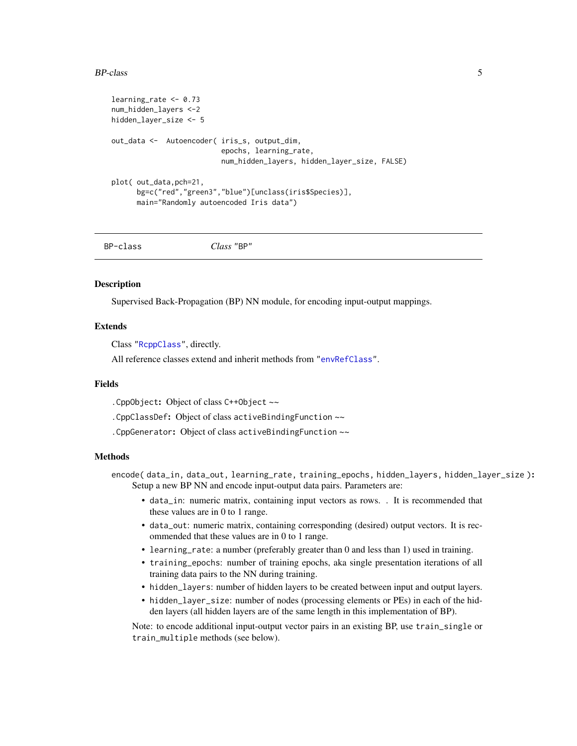```
learning_rate <- 0.73
num_hidden_layers <-2
hidden_layer_size <- 5

out_data <-  Autoencoder( iris_s, output_dim,
                          epochs, learning_rate,
                          num_hidden_layers, hidden_layer_size, FALSE)

plot( out_data,pch=21,
      bg=c("red","green3","blue")[unclass(iris$Species)],
      main="Randomly autoencoded Iris data")
```

## BP-class    *Class* "BP"

### Description

Supervised Back-Propagation (BP) NN module, for encoding input-output mappings.

### Extends

Class "RcppClass", directly.

All reference classes extend and inherit methods from "envRefClass".

### Fields

`.CppObject`**:** Object of class `C++Object` ~~

`.CppClassDef`**:** Object of class `activeBindingFunction` ~~

`.CppGenerator`**:** Object of class `activeBindingFunction` ~~

### Methods

**`encode( data_in, data_out, learning_rate, training_epochs, hidden_layers, hidden_layer_size ):`** Setup a new BP NN and encode input-output data pairs. Parameters are:

- `data_in`: numeric matrix, containing input vectors as rows. . It is recommended that these values are in 0 to 1 range.
- `data_out`: numeric matrix, containing corresponding (desired) output vectors. It is recommended that these values are in 0 to 1 range.
- `learning_rate`: a number (preferably greater than 0 and less than 1) used in training.
- `training_epochs`: number of training epochs, aka single presentation iterations of all training data pairs to the NN during training.
- `hidden_layers`: number of hidden layers to be created between input and output layers.
- `hidden_layer_size`: number of nodes (processing elements or PEs) in each of the hidden layers (all hidden layers are of the same length in this implementation of BP).

Note: to encode additional input-output vector pairs in an existing BP, use `train_single` or `train_multiple` methods (see below).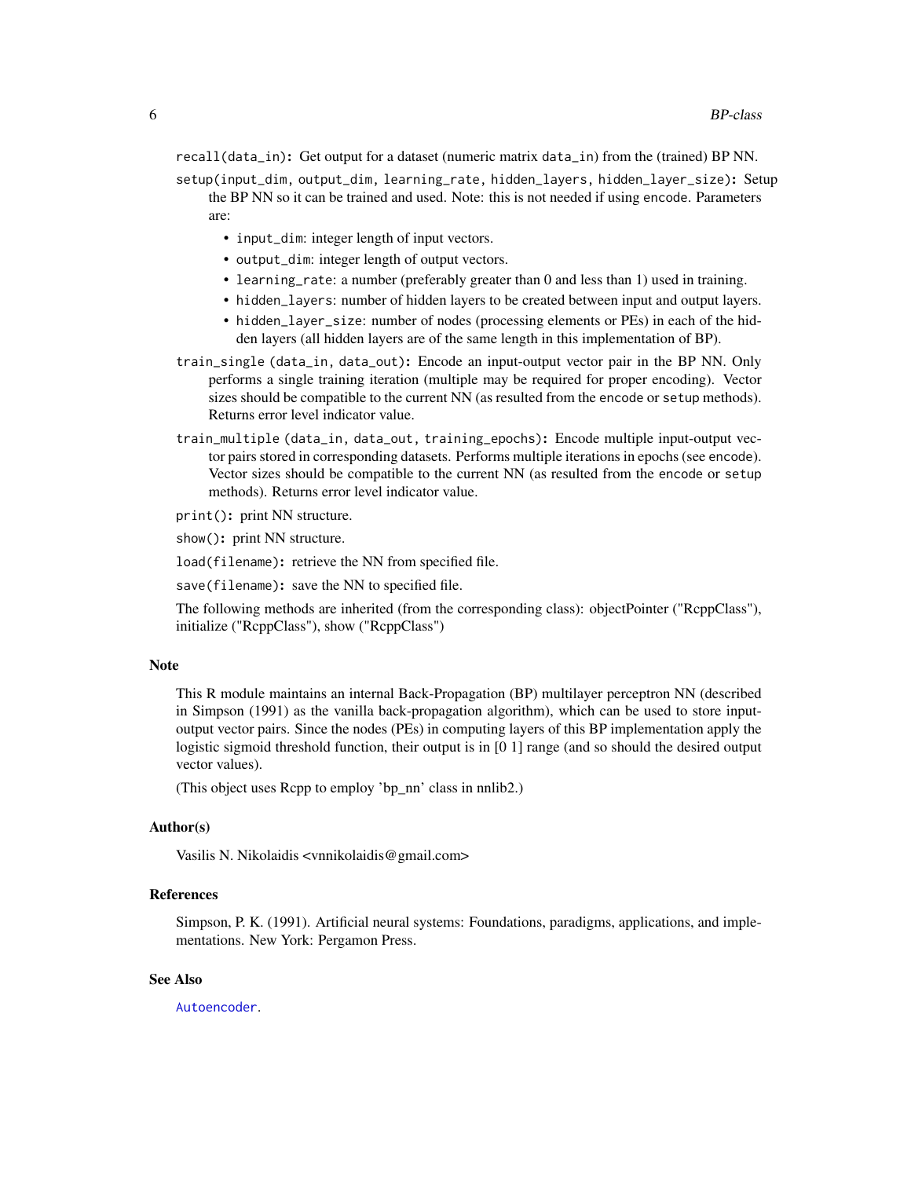`recall(data_in)`**:** Get output for a dataset (numeric matrix `data_in`) from the (trained) BP NN.

`setup(input_dim, output_dim, learning_rate, hidden_layers, hidden_layer_size)`**:** Setup the BP NN so it can be trained and used. Note: this is not needed if using `encode`. Parameters are:

- `input_dim`: integer length of input vectors.
- `output_dim`: integer length of output vectors.
- `learning_rate`: a number (preferably greater than 0 and less than 1) used in training.
- `hidden_layers`: number of hidden layers to be created between input and output layers.
- `hidden_layer_size`: number of nodes (processing elements or PEs) in each of the hidden layers (all hidden layers are of the same length in this implementation of BP).

`train_single (data_in, data_out)`**:** Encode an input-output vector pair in the BP NN. Only performs a single training iteration (multiple may be required for proper encoding). Vector sizes should be compatible to the current NN (as resulted from the `encode` or `setup` methods). Returns error level indicator value.

`train_multiple (data_in, data_out, training_epochs)`**:** Encode multiple input-output vector pairs stored in corresponding datasets. Performs multiple iterations in epochs (see `encode`). Vector sizes should be compatible to the current NN (as resulted from the `encode` or `setup` methods). Returns error level indicator value.

`print()`**:** print NN structure.

`show()`**:** print NN structure.

`load(filename)`**:** retrieve the NN from specified file.

`save(filename)`**:** save the NN to specified file.

The following methods are inherited (from the corresponding class): objectPointer ("RcppClass"), initialize ("RcppClass"), show ("RcppClass")

## Note

This R module maintains an internal Back-Propagation (BP) multilayer perceptron NN (described in Simpson (1991) as the vanilla back-propagation algorithm), which can be used to store input-output vector pairs. Since the nodes (PEs) in computing layers of this BP implementation apply the logistic sigmoid threshold function, their output is in [0 1] range (and so should the desired output vector values).

(This object uses Rcpp to employ 'bp_nn' class in nnlib2.)

## Author(s)

Vasilis N. Nikolaidis <vnnikolaidis@gmail.com>

## References

Simpson, P. K. (1991). Artificial neural systems: Foundations, paradigms, applications, and implementations. New York: Pergamon Press.

## See Also

`Autoencoder`.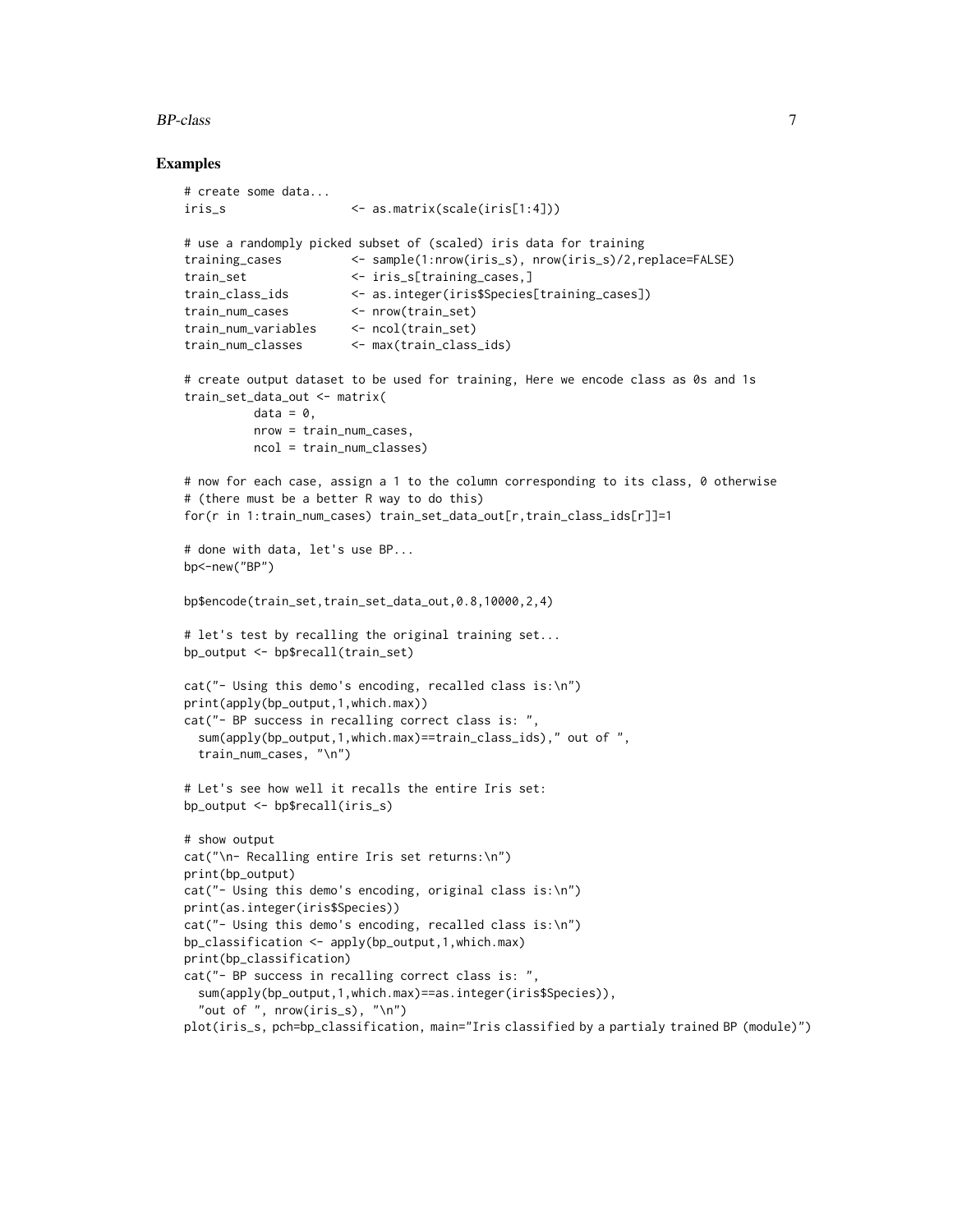## Examples

```
# create some data...
iris_s                  <- as.matrix(scale(iris[1:4]))

# use a randomply picked subset of (scaled) iris data for training
training_cases          <- sample(1:nrow(iris_s), nrow(iris_s)/2,replace=FALSE)
train_set               <- iris_s[training_cases,]
train_class_ids         <- as.integer(iris$Species[training_cases])
train_num_cases         <- nrow(train_set)
train_num_variables     <- ncol(train_set)
train_num_classes       <- max(train_class_ids)

# create output dataset to be used for training, Here we encode class as 0s and 1s
train_set_data_out <- matrix(
          data = 0,
          nrow = train_num_cases,
          ncol = train_num_classes)

# now for each case, assign a 1 to the column corresponding to its class, 0 otherwise
# (there must be a better R way to do this)
for(r in 1:train_num_cases) train_set_data_out[r,train_class_ids[r]]=1

# done with data, let's use BP...
bp<-new("BP")

bp$encode(train_set,train_set_data_out,0.8,10000,2,4)

# let's test by recalling the original training set...
bp_output <- bp$recall(train_set)

cat("- Using this demo's encoding, recalled class is:\n")
print(apply(bp_output,1,which.max))
cat("- BP success in recalling correct class is: ",
  sum(apply(bp_output,1,which.max)==train_class_ids)," out of ",
  train_num_cases, "\n")

# Let's see how well it recalls the entire Iris set:
bp_output <- bp$recall(iris_s)

# show output
cat("\n- Recalling entire Iris set returns:\n")
print(bp_output)
cat("- Using this demo's encoding, original class is:\n")
print(as.integer(iris$Species))
cat("- Using this demo's encoding, recalled class is:\n")
bp_classification <- apply(bp_output,1,which.max)
print(bp_classification)
cat("- BP success in recalling correct class is: ",
  sum(apply(bp_output,1,which.max)==as.integer(iris$Species)),
  "out of ", nrow(iris_s), "\n")
plot(iris_s, pch=bp_classification, main="Iris classified by a partialy trained BP (module)")
```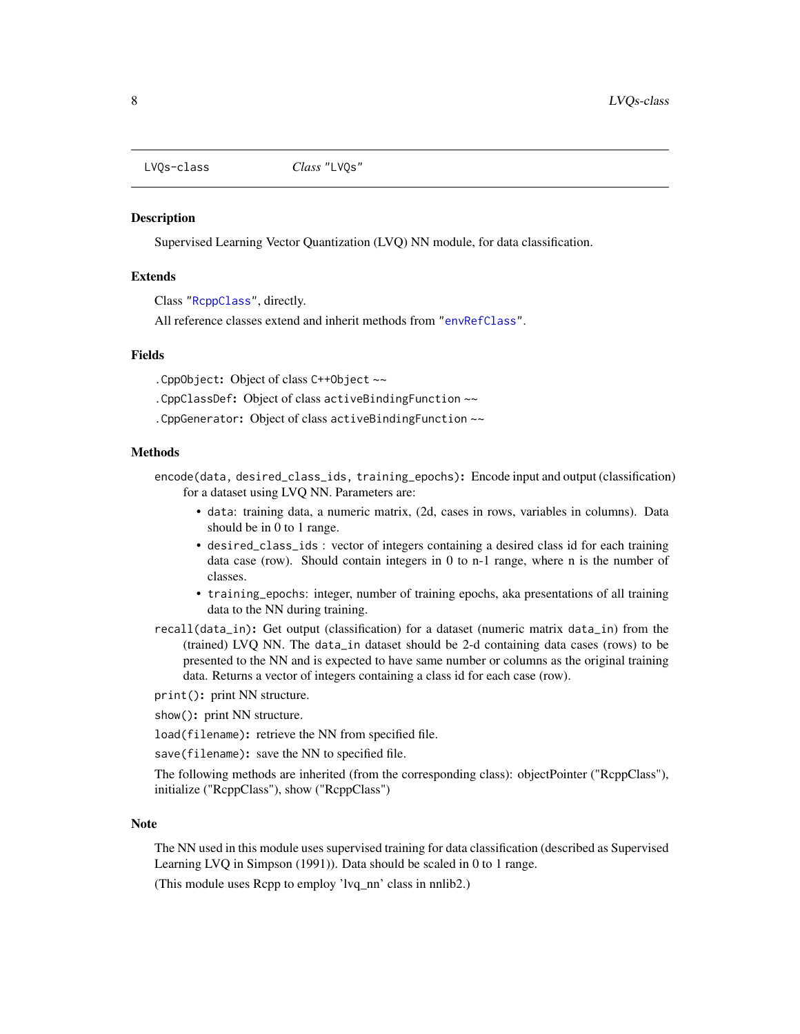LVQs-class    *Class* "LVQs"

## Description

Supervised Learning Vector Quantization (LVQ) NN module, for data classification.

## Extends

Class "RcppClass", directly.

All reference classes extend and inherit methods from "envRefClass".

## Fields

`.CppObject`: Object of class `C++Object` ~~

`.CppClassDef`: Object of class `activeBindingFunction` ~~

`.CppGenerator`: Object of class `activeBindingFunction` ~~

## Methods

`encode(data, desired_class_ids, training_epochs)`: Encode input and output (classification) for a dataset using LVQ NN. Parameters are:

- `data`: training data, a numeric matrix, (2d, cases in rows, variables in columns). Data should be in 0 to 1 range.
- `desired_class_ids` : vector of integers containing a desired class id for each training data case (row). Should contain integers in 0 to n-1 range, where n is the number of classes.
- `training_epochs`: integer, number of training epochs, aka presentations of all training data to the NN during training.

`recall(data_in)`: Get output (classification) for a dataset (numeric matrix `data_in`) from the (trained) LVQ NN. The `data_in` dataset should be 2-d containing data cases (rows) to be presented to the NN and is expected to have same number or columns as the original training data. Returns a vector of integers containing a class id for each case (row).

`print()`: print NN structure.

`show()`: print NN structure.

`load(filename)`: retrieve the NN from specified file.

`save(filename)`: save the NN to specified file.

The following methods are inherited (from the corresponding class): objectPointer ("RcppClass"), initialize ("RcppClass"), show ("RcppClass")

## Note

The NN used in this module uses supervised training for data classification (described as Supervised Learning LVQ in Simpson (1991)). Data should be scaled in 0 to 1 range.

(This module uses Rcpp to employ 'lvq_nn' class in nnlib2.)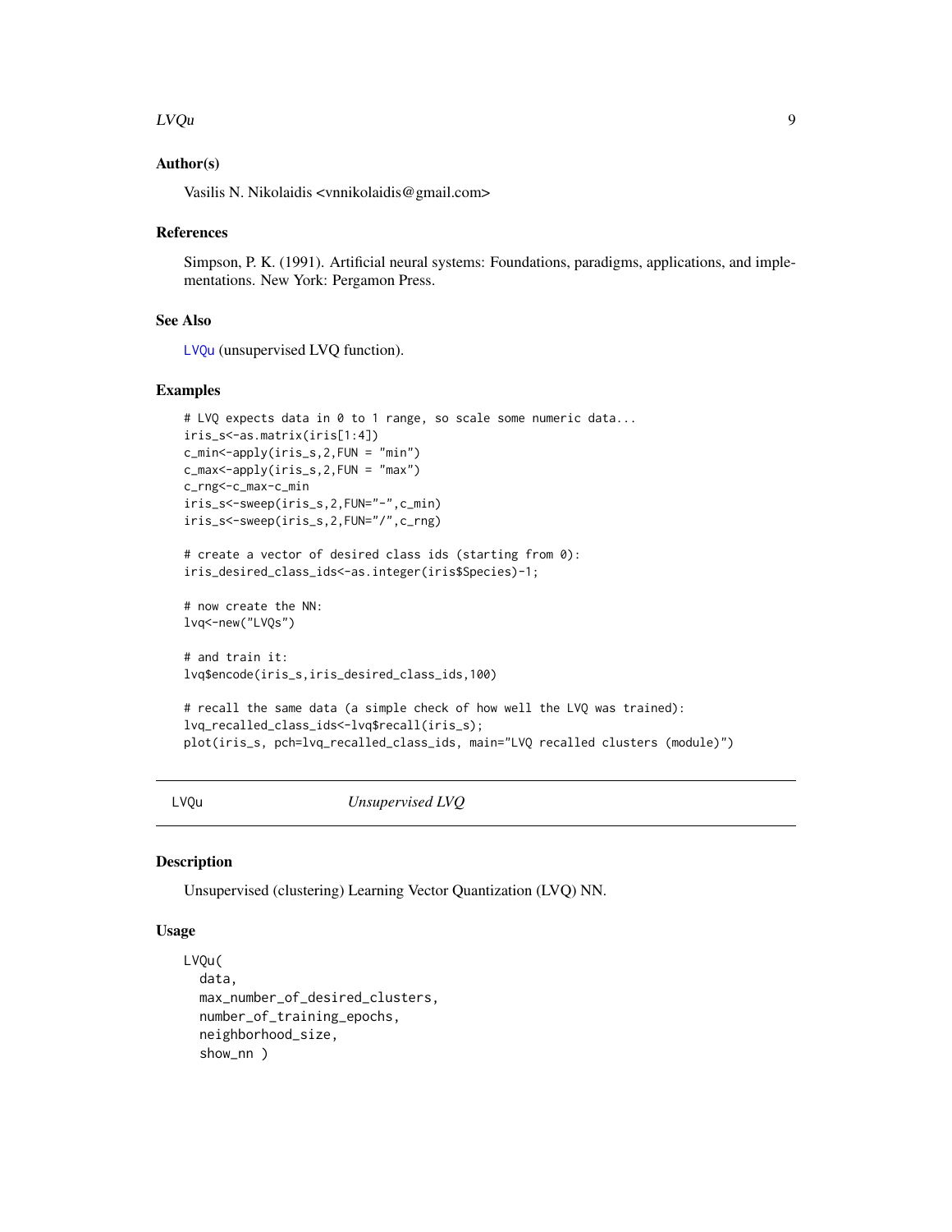### Author(s)

Vasilis N. Nikolaidis <vnnikolaidis@gmail.com>

### References

Simpson, P. K. (1991). Artificial neural systems: Foundations, paradigms, applications, and implementations. New York: Pergamon Press.

### See Also

LVQu (unsupervised LVQ function).

### Examples

```
# LVQ expects data in 0 to 1 range, so scale some numeric data...
iris_s<-as.matrix(iris[1:4])
c_min<-apply(iris_s,2,FUN = "min")
c_max<-apply(iris_s,2,FUN = "max")
c_rng<-c_max-c_min
iris_s<-sweep(iris_s,2,FUN="-",c_min)
iris_s<-sweep(iris_s,2,FUN="/",c_rng)

# create a vector of desired class ids (starting from 0):
iris_desired_class_ids<-as.integer(iris$Species)-1;

# now create the NN:
lvq<-new("LVQs")

# and train it:
lvq$encode(iris_s,iris_desired_class_ids,100)

# recall the same data (a simple check of how well the LVQ was trained):
lvq_recalled_class_ids<-lvq$recall(iris_s);
plot(iris_s, pch=lvq_recalled_class_ids, main="LVQ recalled clusters (module)")
```

---

## LVQu *Unsupervised LVQ*

### Description

Unsupervised (clustering) Learning Vector Quantization (LVQ) NN.

### Usage

```
LVQu(
  data,
  max_number_of_desired_clusters,
  number_of_training_epochs,
  neighborhood_size,
  show_nn )
```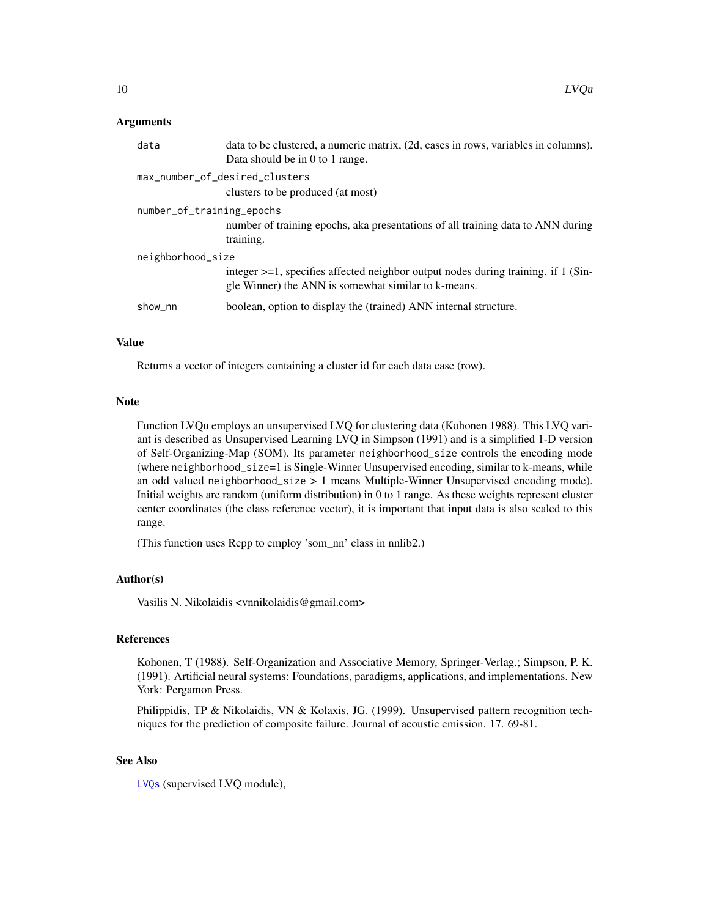### Arguments

| | |
|---|---|
| `data` | data to be clustered, a numeric matrix, (2d, cases in rows, variables in columns). Data should be in 0 to 1 range. |
| `max_number_of_desired_clusters` | clusters to be produced (at most) |
| `number_of_training_epochs` | number of training epochs, aka presentations of all training data to ANN during training. |
| `neighborhood_size` | integer >=1, specifies affected neighbor output nodes during training. if 1 (Single Winner) the ANN is somewhat similar to k-means. |
| `show_nn` | boolean, option to display the (trained) ANN internal structure. |

### Value

Returns a vector of integers containing a cluster id for each data case (row).

### Note

Function LVQu employs an unsupervised LVQ for clustering data (Kohonen 1988). This LVQ variant is described as Unsupervised Learning LVQ in Simpson (1991) and is a simplified 1-D version of Self-Organizing-Map (SOM). Its parameter `neighborhood_size` controls the encoding mode (where `neighborhood_size`=1 is Single-Winner Unsupervised encoding, similar to k-means, while an odd valued `neighborhood_size` > 1 means Multiple-Winner Unsupervised encoding mode). Initial weights are random (uniform distribution) in 0 to 1 range. As these weights represent cluster center coordinates (the class reference vector), it is important that input data is also scaled to this range.

(This function uses Rcpp to employ 'som_nn' class in nnlib2.)

### Author(s)

Vasilis N. Nikolaidis <vnnikolaidis@gmail.com>

### References

Kohonen, T (1988). Self-Organization and Associative Memory, Springer-Verlag.; Simpson, P. K. (1991). Artificial neural systems: Foundations, paradigms, applications, and implementations. New York: Pergamon Press.

Philippidis, TP & Nikolaidis, VN & Kolaxis, JG. (1999). Unsupervised pattern recognition techniques for the prediction of composite failure. Journal of acoustic emission. 17. 69-81.

### See Also

`LVQs` (supervised LVQ module),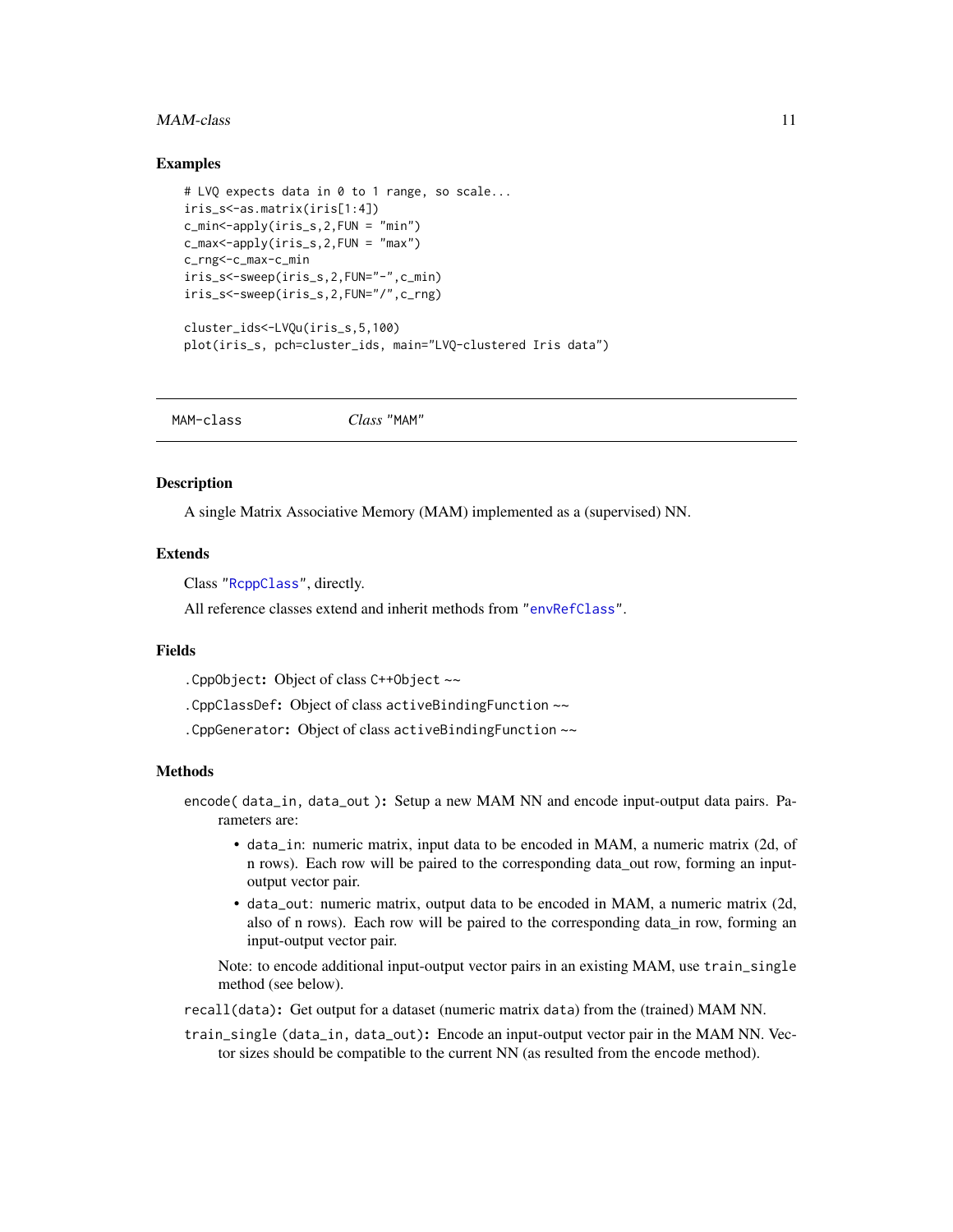### Examples

```
# LVQ expects data in 0 to 1 range, so scale...
iris_s<-as.matrix(iris[1:4])
c_min<-apply(iris_s,2,FUN = "min")
c_max<-apply(iris_s,2,FUN = "max")
c_rng<-c_max-c_min
iris_s<-sweep(iris_s,2,FUN="-",c_min)
iris_s<-sweep(iris_s,2,FUN="/",c_rng)

cluster_ids<-LVQu(iris_s,5,100)
plot(iris_s, pch=cluster_ids, main="LVQ-clustered Iris data")
```

---

## MAM-class    *Class* "MAM"

---

### Description

A single Matrix Associative Memory (MAM) implemented as a (supervised) NN.

### Extends

Class "RcppClass", directly.

All reference classes extend and inherit methods from "envRefClass".

### Fields

`.CppObject`**:** Object of class `C++Object` ~~

`.CppClassDef`**:** Object of class `activeBindingFunction` ~~

`.CppGenerator`**:** Object of class `activeBindingFunction` ~~

### Methods

`encode( data_in, data_out )`**:** Setup a new MAM NN and encode input-output data pairs. Parameters are:

- `data_in`: numeric matrix, input data to be encoded in MAM, a numeric matrix (2d, of n rows). Each row will be paired to the corresponding data_out row, forming an input-output vector pair.
- `data_out`: numeric matrix, output data to be encoded in MAM, a numeric matrix (2d, also of n rows). Each row will be paired to the corresponding data_in row, forming an input-output vector pair.

Note: to encode additional input-output vector pairs in an existing MAM, use `train_single` method (see below).

`recall(data)`**:** Get output for a dataset (numeric matrix `data`) from the (trained) MAM NN.

`train_single (data_in, data_out)`**:** Encode an input-output vector pair in the MAM NN. Vector sizes should be compatible to the current NN (as resulted from the `encode` method).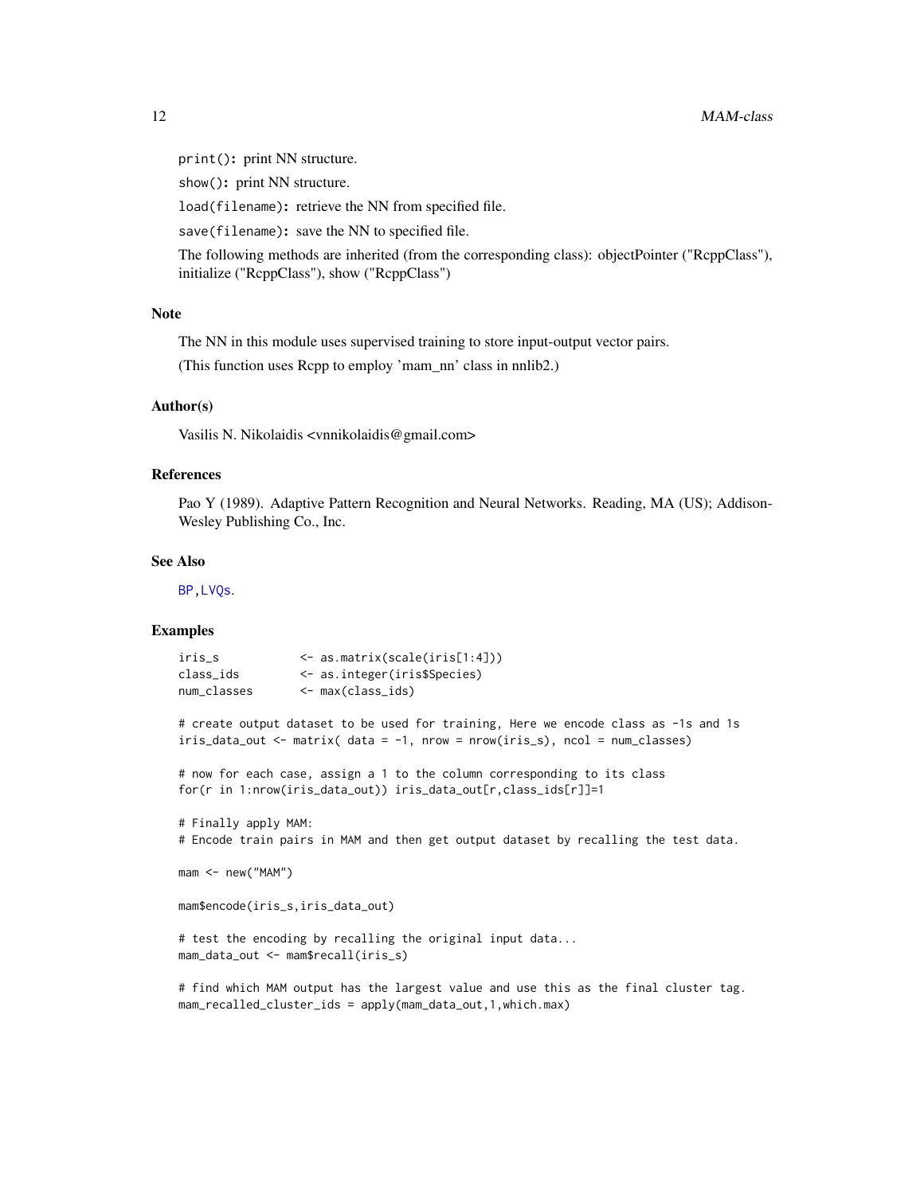`print()`: print NN structure.

`show()`: print NN structure.

`load(filename)`: retrieve the NN from specified file.

`save(filename)`: save the NN to specified file.

The following methods are inherited (from the corresponding class): objectPointer ("RcppClass"), initialize ("RcppClass"), show ("RcppClass")

## Note

The NN in this module uses supervised training to store input-output vector pairs.

(This function uses Rcpp to employ 'mam_nn' class in nnlib2.)

## Author(s)

Vasilis N. Nikolaidis <vnnikolaidis@gmail.com>

## References

Pao Y (1989). Adaptive Pattern Recognition and Neural Networks. Reading, MA (US); Addison-Wesley Publishing Co., Inc.

## See Also

BP, LVQs.

## Examples

```
iris_s           <- as.matrix(scale(iris[1:4]))
class_ids        <- as.integer(iris$Species)
num_classes      <- max(class_ids)

# create output dataset to be used for training, Here we encode class as -1s and 1s
iris_data_out <- matrix( data = -1, nrow = nrow(iris_s), ncol = num_classes)

# now for each case, assign a 1 to the column corresponding to its class
for(r in 1:nrow(iris_data_out)) iris_data_out[r,class_ids[r]]=1

# Finally apply MAM:
# Encode train pairs in MAM and then get output dataset by recalling the test data.

mam <- new("MAM")

mam$encode(iris_s,iris_data_out)

# test the encoding by recalling the original input data...
mam_data_out <- mam$recall(iris_s)

# find which MAM output has the largest value and use this as the final cluster tag.
mam_recalled_cluster_ids = apply(mam_data_out,1,which.max)
```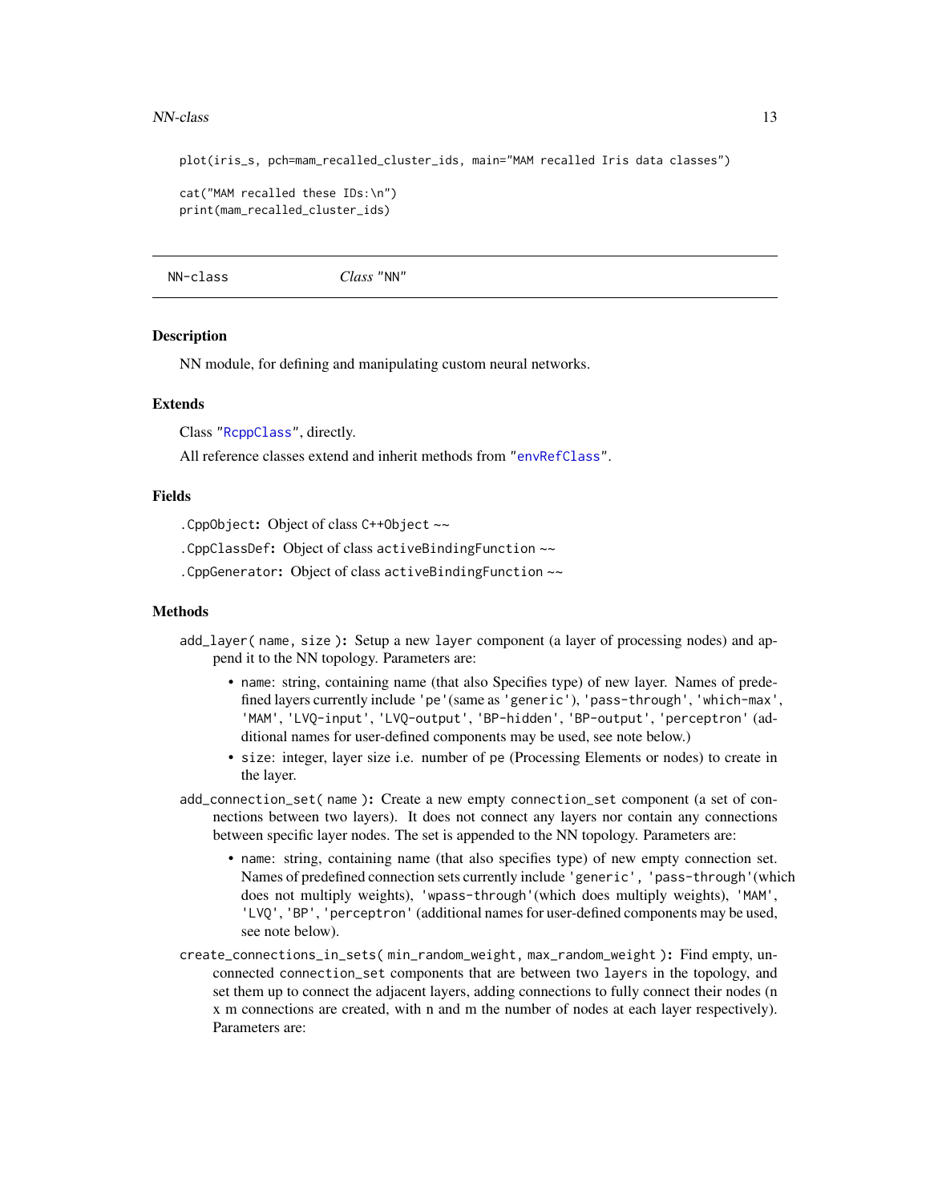```
plot(iris_s, pch=mam_recalled_cluster_ids, main="MAM recalled Iris data classes")

cat("MAM recalled these IDs:\n")
print(mam_recalled_cluster_ids)
```

## NN-class *Class "NN"*

### Description

NN module, for defining and manipulating custom neural networks.

### Extends

Class "RcppClass", directly.

All reference classes extend and inherit methods from "envRefClass".

### Fields

`.CppObject`: Object of class `C++Object` ~~

`.CppClassDef`: Object of class `activeBindingFunction` ~~

`.CppGenerator`: Object of class `activeBindingFunction` ~~

### Methods

`add_layer( name, size )`: Setup a new `layer` component (a layer of processing nodes) and append it to the NN topology. Parameters are:

- `name`: string, containing name (that also Specifies type) of new layer. Names of predefined layers currently include `'pe'`(same as `'generic'`), `'pass-through'`, `'which-max'`, `'MAM'`, `'LVQ-input'`, `'LVQ-output'`, `'BP-hidden'`, `'BP-output'`, `'perceptron'` (additional names for user-defined components may be used, see note below.)
- `size`: integer, layer size i.e. number of `pe` (Processing Elements or nodes) to create in the layer.

`add_connection_set( name )`: Create a new empty `connection_set` component (a set of connections between two layers). It does not connect any layers nor contain any connections between specific layer nodes. The set is appended to the NN topology. Parameters are:

- `name`: string, containing name (that also specifies type) of new empty connection set. Names of predefined connection sets currently include `'generic'`, `'pass-through'`(which does not multiply weights), `'wpass-through'`(which does multiply weights), `'MAM'`, `'LVQ'`, `'BP'`, `'perceptron'` (additional names for user-defined components may be used, see note below).

`create_connections_in_sets( min_random_weight, max_random_weight )`: Find empty, unconnected `connection_set` components that are between two `layers` in the topology, and set them up to connect the adjacent layers, adding connections to fully connect their nodes (n x m connections are created, with n and m the number of nodes at each layer respectively). Parameters are: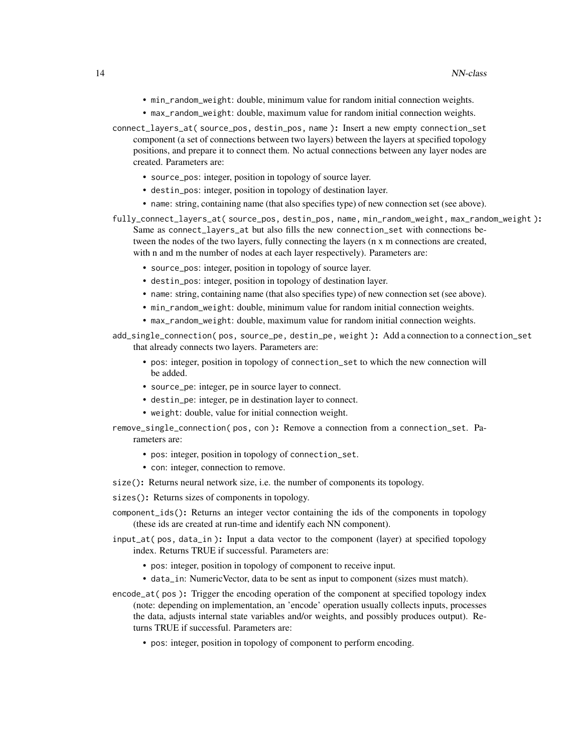- `min_random_weight`: double, minimum value for random initial connection weights.
- `max_random_weight`: double, maximum value for random initial connection weights.

`connect_layers_at( source_pos, destin_pos, name )`**:** Insert a new empty `connection_set` component (a set of connections between two layers) between the layers at specified topology positions, and prepare it to connect them. No actual connections between any layer nodes are created. Parameters are:

- `source_pos`: integer, position in topology of source layer.
- `destin_pos`: integer, position in topology of destination layer.
- `name`: string, containing name (that also specifies type) of new connection set (see above).

`fully_connect_layers_at( source_pos, destin_pos, name, min_random_weight, max_random_weight )`**:** Same as `connect_layers_at` but also fills the new `connection_set` with connections between the nodes of the two layers, fully connecting the layers (n x m connections are created, with n and m the number of nodes at each layer respectively). Parameters are:

- `source_pos`: integer, position in topology of source layer.
- `destin_pos`: integer, position in topology of destination layer.
- `name`: string, containing name (that also specifies type) of new connection set (see above).
- `min_random_weight`: double, minimum value for random initial connection weights.
- `max_random_weight`: double, maximum value for random initial connection weights.

`add_single_connection( pos, source_pe, destin_pe, weight )`**:** Add a connection to a `connection_set` that already connects two layers. Parameters are:

- `pos`: integer, position in topology of `connection_set` to which the new connection will be added.
- `source_pe`: integer, pe in source layer to connect.
- `destin_pe`: integer, pe in destination layer to connect.
- `weight`: double, value for initial connection weight.

`remove_single_connection( pos, con )`**:** Remove a connection from a `connection_set`. Parameters are:

- `pos`: integer, position in topology of `connection_set`.
- `con`: integer, connection to remove.

`size()`**:** Returns neural network size, i.e. the number of components its topology.

`sizes()`**:** Returns sizes of components in topology.

`component_ids()`**:** Returns an integer vector containing the ids of the components in topology (these ids are created at run-time and identify each NN component).

`input_at( pos, data_in )`**:** Input a data vector to the component (layer) at specified topology index. Returns TRUE if successful. Parameters are:

- `pos`: integer, position in topology of component to receive input.
- `data_in`: NumericVector, data to be sent as input to component (sizes must match).

`encode_at( pos )`**:** Trigger the encoding operation of the component at specified topology index (note: depending on implementation, an 'encode' operation usually collects inputs, processes the data, adjusts internal state variables and/or weights, and possibly produces output). Returns TRUE if successful. Parameters are:

- `pos`: integer, position in topology of component to perform encoding.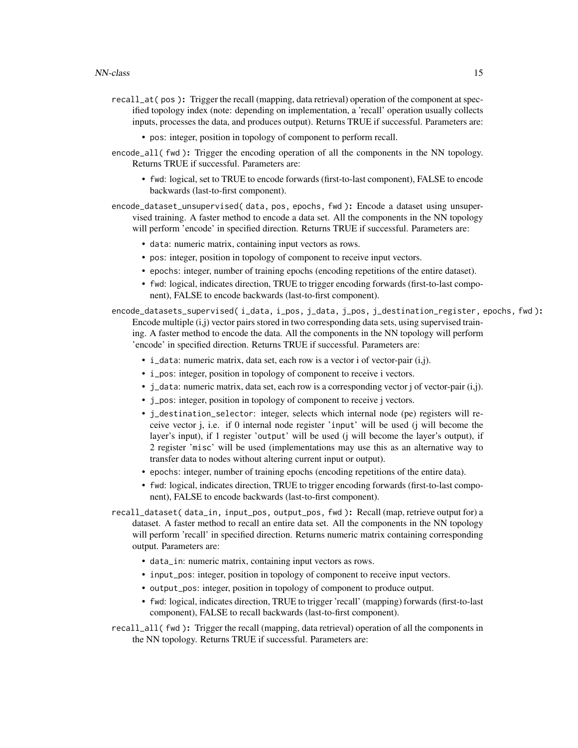`recall_at( pos ):` Trigger the recall (mapping, data retrieval) operation of the component at specified topology index (note: depending on implementation, a 'recall' operation usually collects inputs, processes the data, and produces output). Returns TRUE if successful. Parameters are:

- `pos`: integer, position in topology of component to perform recall.

`encode_all( fwd ):` Trigger the encoding operation of all the components in the NN topology. Returns TRUE if successful. Parameters are:

- `fwd`: logical, set to TRUE to encode forwards (first-to-last component), FALSE to encode backwards (last-to-first component).

`encode_dataset_unsupervised( data, pos, epochs, fwd ):` Encode a dataset using unsupervised training. A faster method to encode a data set. All the components in the NN topology will perform 'encode' in specified direction. Returns TRUE if successful. Parameters are:

- `data`: numeric matrix, containing input vectors as rows.
- `pos`: integer, position in topology of component to receive input vectors.
- `epochs`: integer, number of training epochs (encoding repetitions of the entire dataset).
- `fwd`: logical, indicates direction, TRUE to trigger encoding forwards (first-to-last component), FALSE to encode backwards (last-to-first component).

`encode_datasets_supervised( i_data, i_pos, j_data, j_pos, j_destination_register, epochs, fwd ):` Encode multiple (i,j) vector pairs stored in two corresponding data sets, using supervised training. A faster method to encode the data. All the components in the NN topology will perform 'encode' in specified direction. Returns TRUE if successful. Parameters are:

- `i_data`: numeric matrix, data set, each row is a vector i of vector-pair (i,j).
- `i_pos`: integer, position in topology of component to receive i vectors.
- `j_data`: numeric matrix, data set, each row is a corresponding vector j of vector-pair (i,j).
- `j_pos`: integer, position in topology of component to receive j vectors.
- `j_destination_selector`: integer, selects which internal node (pe) registers will receive vector j, i.e. if 0 internal node register '`input`' will be used (j will become the layer's input), if 1 register '`output`' will be used (j will become the layer's output), if 2 register '`misc`' will be used (implementations may use this as an alternative way to transfer data to nodes without altering current input or output).
- `epochs`: integer, number of training epochs (encoding repetitions of the entire data).
- `fwd`: logical, indicates direction, TRUE to trigger encoding forwards (first-to-last component), FALSE to encode backwards (last-to-first component).

`recall_dataset( data_in, input_pos, output_pos, fwd ):` Recall (map, retrieve output for) a dataset. A faster method to recall an entire data set. All the components in the NN topology will perform 'recall' in specified direction. Returns numeric matrix containing corresponding output. Parameters are:

- `data_in`: numeric matrix, containing input vectors as rows.
- `input_pos`: integer, position in topology of component to receive input vectors.
- `output_pos`: integer, position in topology of component to produce output.
- `fwd`: logical, indicates direction, TRUE to trigger 'recall' (mapping) forwards (first-to-last component), FALSE to recall backwards (last-to-first component).

`recall_all( fwd ):` Trigger the recall (mapping, data retrieval) operation of all the components in the NN topology. Returns TRUE if successful. Parameters are: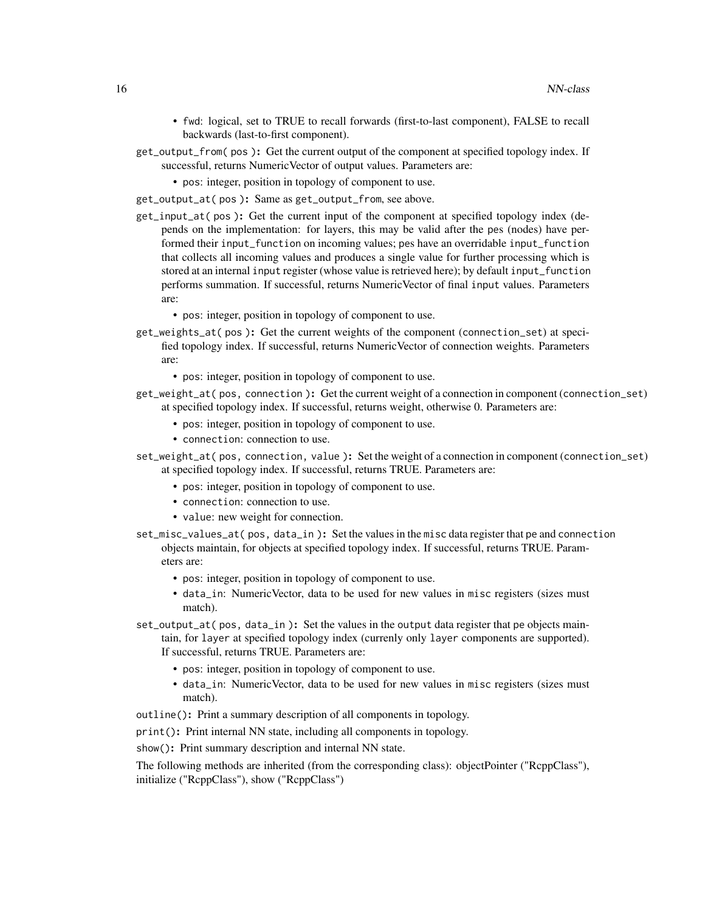- fwd: logical, set to TRUE to recall forwards (first-to-last component), FALSE to recall backwards (last-to-first component).

`get_output_from( pos )`**:** Get the current output of the component at specified topology index. If successful, returns NumericVector of output values. Parameters are:

- `pos`: integer, position in topology of component to use.

`get_output_at( pos )`**:** Same as `get_output_from`, see above.

`get_input_at( pos )`**:** Get the current input of the component at specified topology index (depends on the implementation: for layers, this may be valid after the pes (nodes) have performed their `input_function` on incoming values; pes have an overridable `input_function` that collects all incoming values and produces a single value for further processing which is stored at an internal `input` register (whose value is retrieved here); by default `input_function` performs summation. If successful, returns NumericVector of final `input` values. Parameters are:

- `pos`: integer, position in topology of component to use.

`get_weights_at( pos )`**:** Get the current weights of the component (`connection_set`) at specified topology index. If successful, returns NumericVector of connection weights. Parameters are:

- `pos`: integer, position in topology of component to use.

`get_weight_at( pos, connection )`**:** Get the current weight of a connection in component (`connection_set`) at specified topology index. If successful, returns weight, otherwise 0. Parameters are:

- `pos`: integer, position in topology of component to use.
- `connection`: connection to use.

`set_weight_at( pos, connection, value )`**:** Set the weight of a connection in component (`connection_set`) at specified topology index. If successful, returns TRUE. Parameters are:

- `pos`: integer, position in topology of component to use.
- `connection`: connection to use.
- `value`: new weight for connection.

`set_misc_values_at( pos, data_in )`**:** Set the values in the `misc` data register that `pe` and `connection` objects maintain, for objects at specified topology index. If successful, returns TRUE. Parameters are:

- `pos`: integer, position in topology of component to use.
- `data_in`: NumericVector, data to be used for new values in `misc` registers (sizes must match).

`set_output_at( pos, data_in )`**:** Set the values in the `output` data register that `pe` objects maintain, for `layer` at specified topology index (currenly only `layer` components are supported). If successful, returns TRUE. Parameters are:

- `pos`: integer, position in topology of component to use.
- `data_in`: NumericVector, data to be used for new values in `misc` registers (sizes must match).

`outline()`**:** Print a summary description of all components in topology.

`print()`**:** Print internal NN state, including all components in topology.

`show()`**:** Print summary description and internal NN state.

The following methods are inherited (from the corresponding class): objectPointer ("RcppClass"), initialize ("RcppClass"), show ("RcppClass")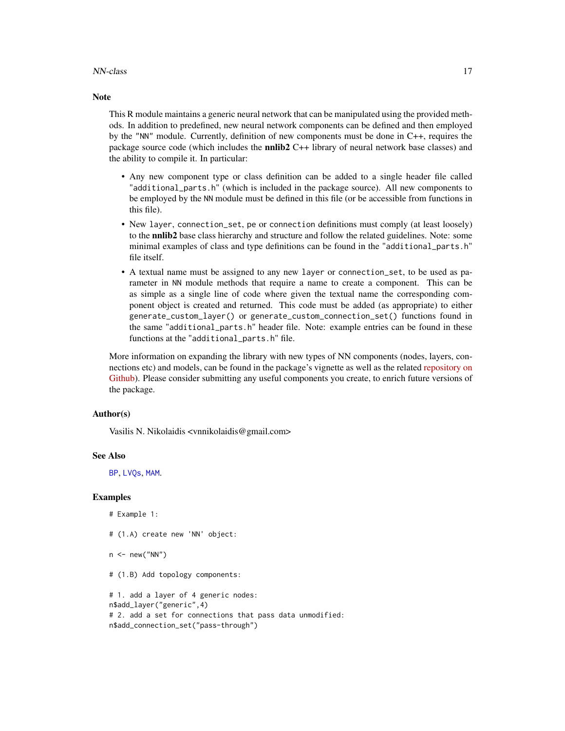## Note

This R module maintains a generic neural network that can be manipulated using the provided methods. In addition to predefined, new neural network components can be defined and then employed by the "NN" module. Currently, definition of new components must be done in C++, requires the package source code (which includes the **nnlib2** C++ library of neural network base classes) and the ability to compile it. In particular:

- Any new component type or class definition can be added to a single header file called "additional_parts.h" (which is included in the package source). All new components to be employed by the NN module must be defined in this file (or be accessible from functions in this file).
- New layer, connection_set, pe or connection definitions must comply (at least loosely) to the **nnlib2** base class hierarchy and structure and follow the related guidelines. Note: some minimal examples of class and type definitions can be found in the "additional_parts.h" file itself.
- A textual name must be assigned to any new layer or connection_set, to be used as parameter in NN module methods that require a name to create a component. This can be as simple as a single line of code where given the textual name the corresponding component object is created and returned. This code must be added (as appropriate) to either generate_custom_layer() or generate_custom_connection_set() functions found in the same "additional_parts.h" header file. Note: example entries can be found in these functions at the "additional_parts.h" file.

More information on expanding the library with new types of NN components (nodes, layers, connections etc) and models, can be found in the package's vignette as well as the related repository on Github). Please consider submitting any useful components you create, to enrich future versions of the package.

## Author(s)

Vasilis N. Nikolaidis <vnnikolaidis@gmail.com>

## See Also

BP, LVQs, MAM.

## Examples

```
# Example 1:

# (1.A) create new 'NN' object:

n <- new("NN")

# (1.B) Add topology components:

# 1. add a layer of 4 generic nodes:
n$add_layer("generic",4)
# 2. add a set for connections that pass data unmodified:
n$add_connection_set("pass-through")
```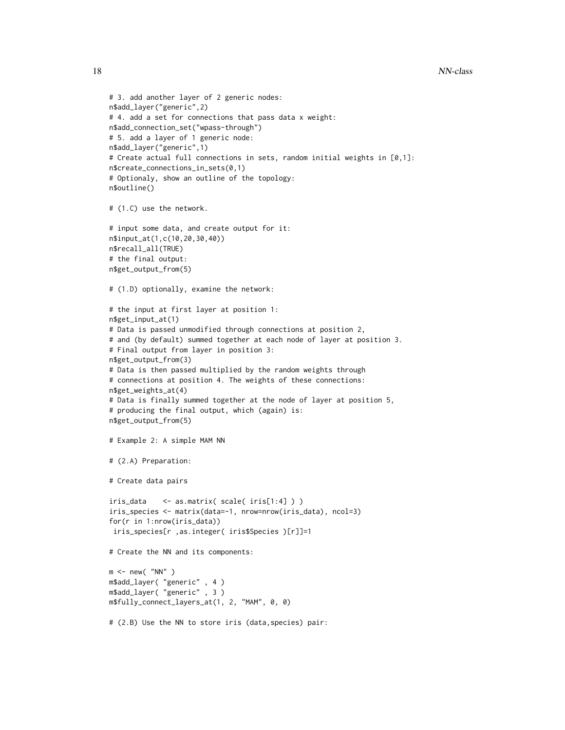```
# 3. add another layer of 2 generic nodes:
n$add_layer("generic",2)
# 4. add a set for connections that pass data x weight:
n$add_connection_set("wpass-through")
# 5. add a layer of 1 generic node:
n$add_layer("generic",1)
# Create actual full connections in sets, random initial weights in [0,1]:
n$create_connections_in_sets(0,1)
# Optionaly, show an outline of the topology:
n$outline()

# (1.C) use the network.

# input some data, and create output for it:
n$input_at(1,c(10,20,30,40))
n$recall_all(TRUE)
# the final output:
n$get_output_from(5)

# (1.D) optionally, examine the network:

# the input at first layer at position 1:
n$get_input_at(1)
# Data is passed unmodified through connections at position 2,
# and (by default) summed together at each node of layer at position 3.
# Final output from layer in position 3:
n$get_output_from(3)
# Data is then passed multiplied by the random weights through
# connections at position 4. The weights of these connections:
n$get_weights_at(4)
# Data is finally summed together at the node of layer at position 5,
# producing the final output, which (again) is:
n$get_output_from(5)

# Example 2: A simple MAM NN

# (2.A) Preparation:

# Create data pairs

iris_data    <- as.matrix( scale( iris[1:4] ) )
iris_species <- matrix(data=-1, nrow=nrow(iris_data), ncol=3)
for(r in 1:nrow(iris_data))
 iris_species[r ,as.integer( iris$Species )[r]]=1

# Create the NN and its components:

m <- new( "NN" )
m$add_layer( "generic" , 4 )
m$add_layer( "generic" , 3 )
m$fully_connect_layers_at(1, 2, "MAM", 0, 0)

# (2.B) Use the NN to store iris (data,species) pair:
```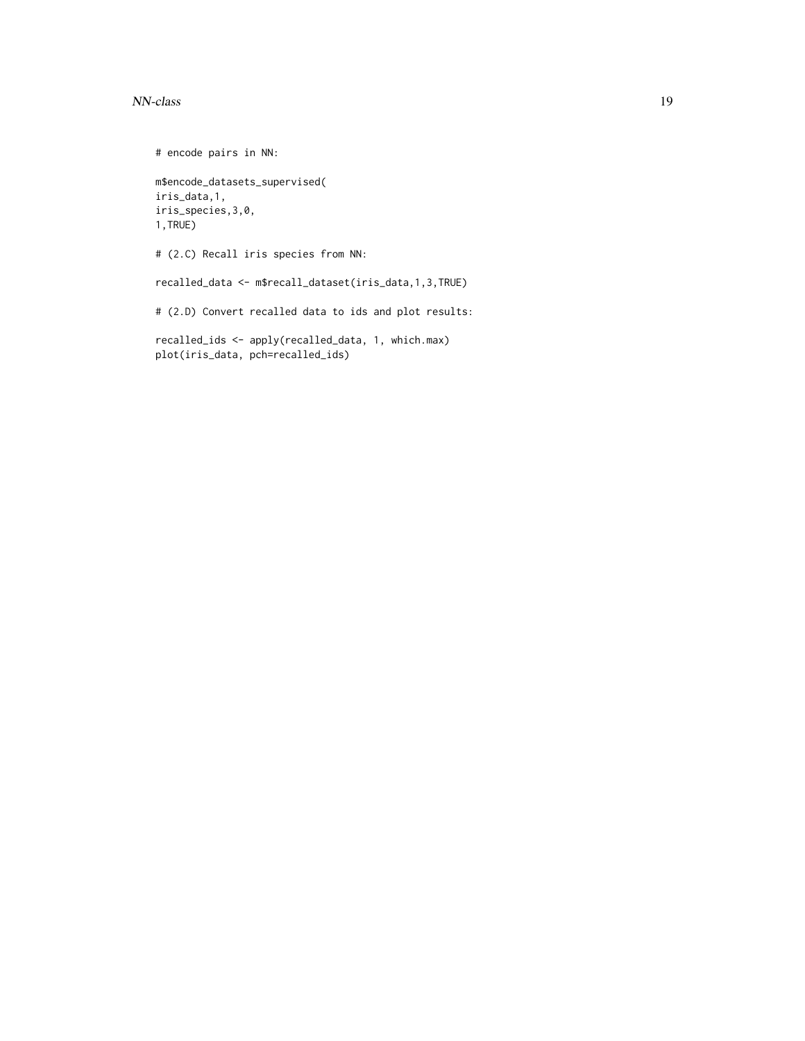```
# encode pairs in NN:

m$encode_datasets_supervised(
iris_data,1,
iris_species,3,0,
1,TRUE)

# (2.C) Recall iris species from NN:

recalled_data <- m$recall_dataset(iris_data,1,3,TRUE)

# (2.D) Convert recalled data to ids and plot results:

recalled_ids <- apply(recalled_data, 1, which.max)
plot(iris_data, pch=recalled_ids)
```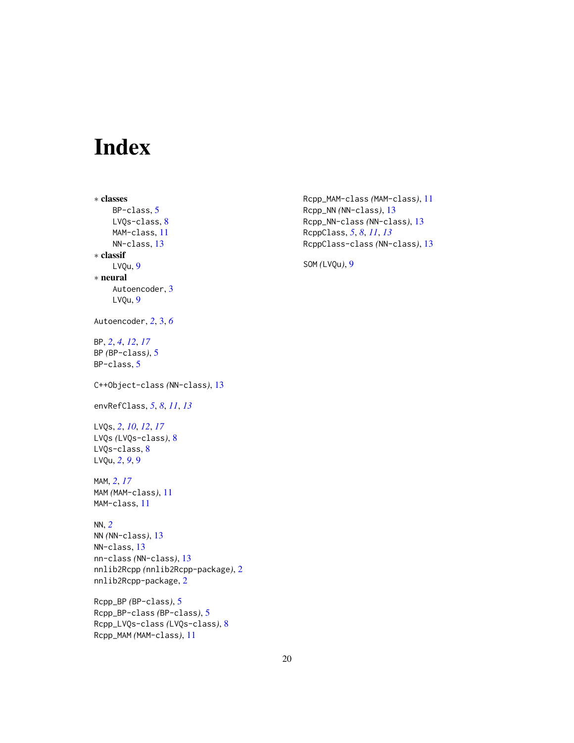# Index

* **classes**
  - BP-class, 5
  - LVQs-class, 8
  - MAM-class, 11
  - NN-class, 13
* **classif**
  - LVQu, 9
* **neural**
  - Autoencoder, 3
  - LVQu, 9

Autoencoder, *2*, 3, *6*

BP, *2*, *4*, *12*, *17*
BP *(*BP-class*)*, 5
BP-class, 5

C++Object-class *(*NN-class*)*, 13

envRefClass, *5*, *8*, *11*, *13*

LVQs, *2*, *10*, *12*, *17*
LVQs *(*LVQs-class*)*, 8
LVQs-class, 8
LVQu, *2*, *9*, 9

MAM, *2*, *17*
MAM *(*MAM-class*)*, 11
MAM-class, 11

NN, *2*
NN *(*NN-class*)*, 13
NN-class, 13
nn-class *(*NN-class*)*, 13
nnlib2Rcpp *(*nnlib2Rcpp-package*)*, 2
nnlib2Rcpp-package, 2

Rcpp_BP *(*BP-class*)*, 5
Rcpp_BP-class *(*BP-class*)*, 5
Rcpp_LVQs-class *(*LVQs-class*)*, 8
Rcpp_MAM *(*MAM-class*)*, 11
Rcpp_MAM-class *(*MAM-class*)*, 11
Rcpp_NN *(*NN-class*)*, 13
Rcpp_NN-class *(*NN-class*)*, 13
RcppClass, *5*, *8*, *11*, *13*
RcppClass-class *(*NN-class*)*, 13

SOM *(*LVQu*)*, 9